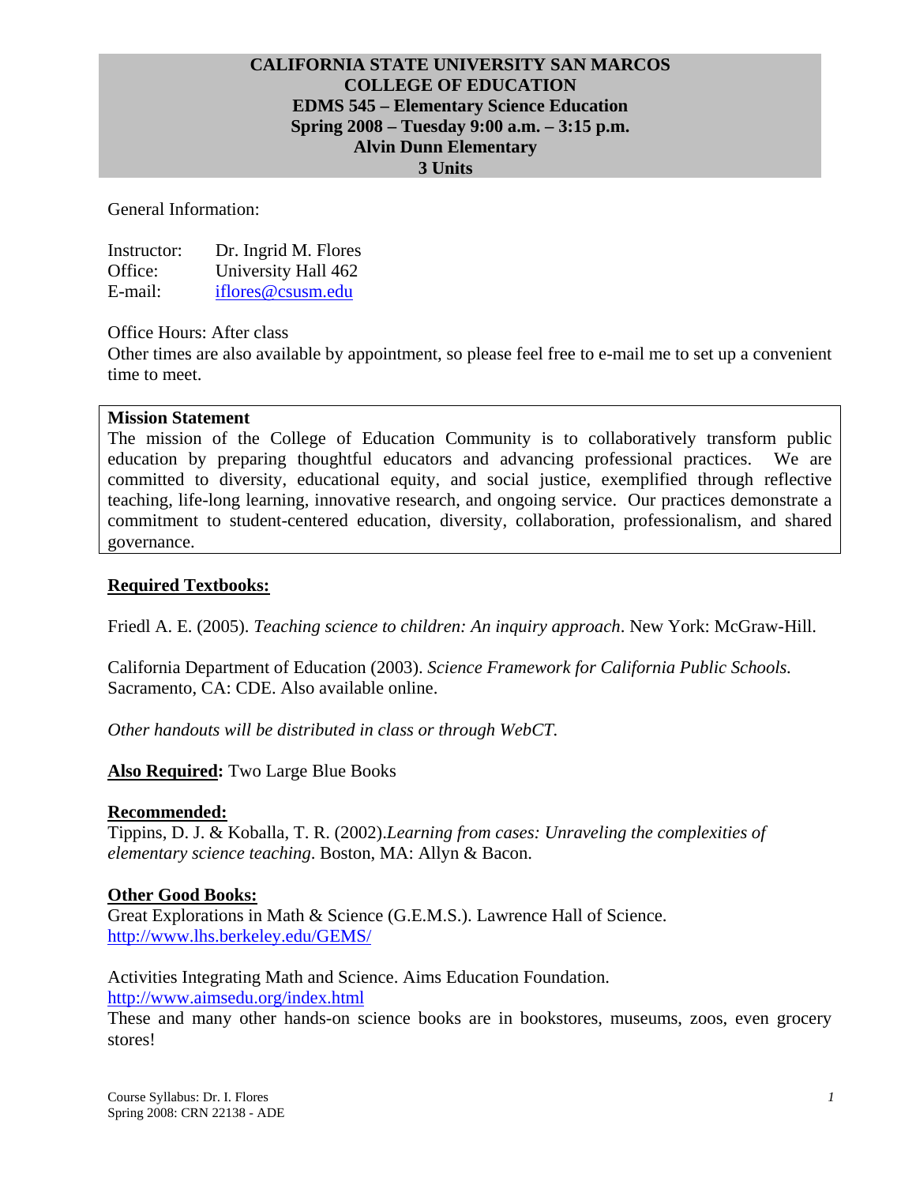# CALIFORNIA STATE UNIVERSITY SAN MARCOS
## COLLEGE OF EDUCATION
## EDMS 545 – Elementary Science Education
## Spring 2008 – Tuesday 9:00 a.m. – 3:15 p.m.
## Alvin Dunn Elementary
## 3 Units

General Information:

Instructor: Dr. Ingrid M. Flores
Office: University Hall 462
E-mail: iflores@csusm.edu

Office Hours: After class
Other times are also available by appointment, so please feel free to e-mail me to set up a convenient time to meet.

**Mission Statement**
The mission of the College of Education Community is to collaboratively transform public education by preparing thoughtful educators and advancing professional practices. We are committed to diversity, educational equity, and social justice, exemplified through reflective teaching, life-long learning, innovative research, and ongoing service. Our practices demonstrate a commitment to student-centered education, diversity, collaboration, professionalism, and shared governance.

**Required Textbooks:**

Friedl A. E. (2005). *Teaching science to children: An inquiry approach*. New York: McGraw-Hill.

California Department of Education (2003). *Science Framework for California Public Schools.* Sacramento, CA: CDE. Also available online.

*Other handouts will be distributed in class or through WebCT.*

**Also Required:** Two Large Blue Books

**Recommended:**
Tippins, D. J. & Koballa, T. R. (2002).*Learning from cases: Unraveling the complexities of elementary science teaching*. Boston, MA: Allyn & Bacon.

**Other Good Books:**
Great Explorations in Math & Science (G.E.M.S.). Lawrence Hall of Science.
http://www.lhs.berkeley.edu/GEMS/

Activities Integrating Math and Science. Aims Education Foundation.
http://www.aimsedu.org/index.html
These and many other hands-on science books are in bookstores, museums, zoos, even grocery stores!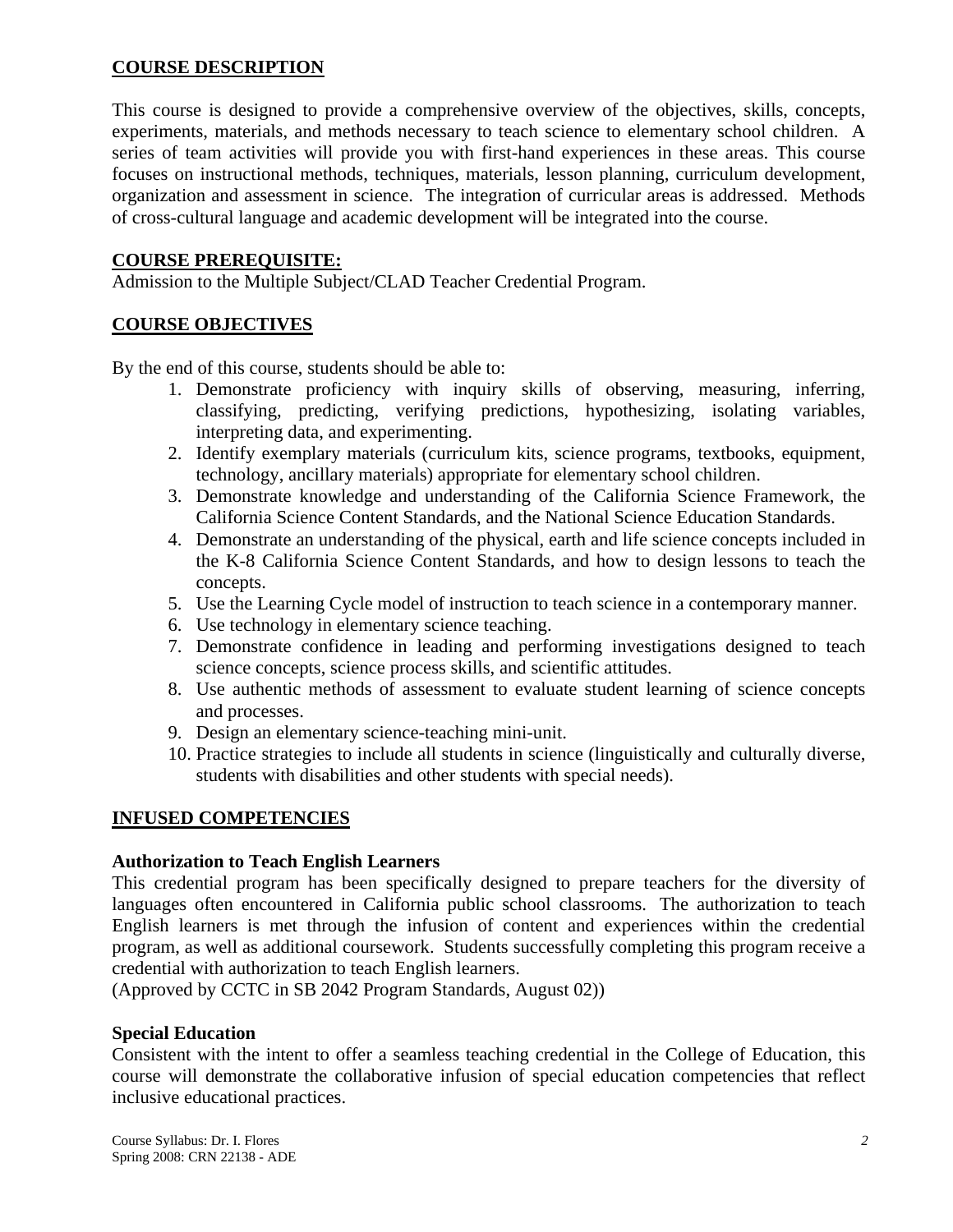## COURSE DESCRIPTION

This course is designed to provide a comprehensive overview of the objectives, skills, concepts, experiments, materials, and methods necessary to teach science to elementary school children. A series of team activities will provide you with first-hand experiences in these areas. This course focuses on instructional methods, techniques, materials, lesson planning, curriculum development, organization and assessment in science. The integration of curricular areas is addressed. Methods of cross-cultural language and academic development will be integrated into the course.

## COURSE PREREQUISITE:

Admission to the Multiple Subject/CLAD Teacher Credential Program.

## COURSE OBJECTIVES

By the end of this course, students should be able to:

1. Demonstrate proficiency with inquiry skills of observing, measuring, inferring, classifying, predicting, verifying predictions, hypothesizing, isolating variables, interpreting data, and experimenting.
2. Identify exemplary materials (curriculum kits, science programs, textbooks, equipment, technology, ancillary materials) appropriate for elementary school children.
3. Demonstrate knowledge and understanding of the California Science Framework, the California Science Content Standards, and the National Science Education Standards.
4. Demonstrate an understanding of the physical, earth and life science concepts included in the K-8 California Science Content Standards, and how to design lessons to teach the concepts.
5. Use the Learning Cycle model of instruction to teach science in a contemporary manner.
6. Use technology in elementary science teaching.
7. Demonstrate confidence in leading and performing investigations designed to teach science concepts, science process skills, and scientific attitudes.
8. Use authentic methods of assessment to evaluate student learning of science concepts and processes.
9. Design an elementary science-teaching mini-unit.
10. Practice strategies to include all students in science (linguistically and culturally diverse, students with disabilities and other students with special needs).

## INFUSED COMPETENCIES

### Authorization to Teach English Learners

This credential program has been specifically designed to prepare teachers for the diversity of languages often encountered in California public school classrooms. The authorization to teach English learners is met through the infusion of content and experiences within the credential program, as well as additional coursework. Students successfully completing this program receive a credential with authorization to teach English learners.
(Approved by CCTC in SB 2042 Program Standards, August 02))

### Special Education

Consistent with the intent to offer a seamless teaching credential in the College of Education, this course will demonstrate the collaborative infusion of special education competencies that reflect inclusive educational practices.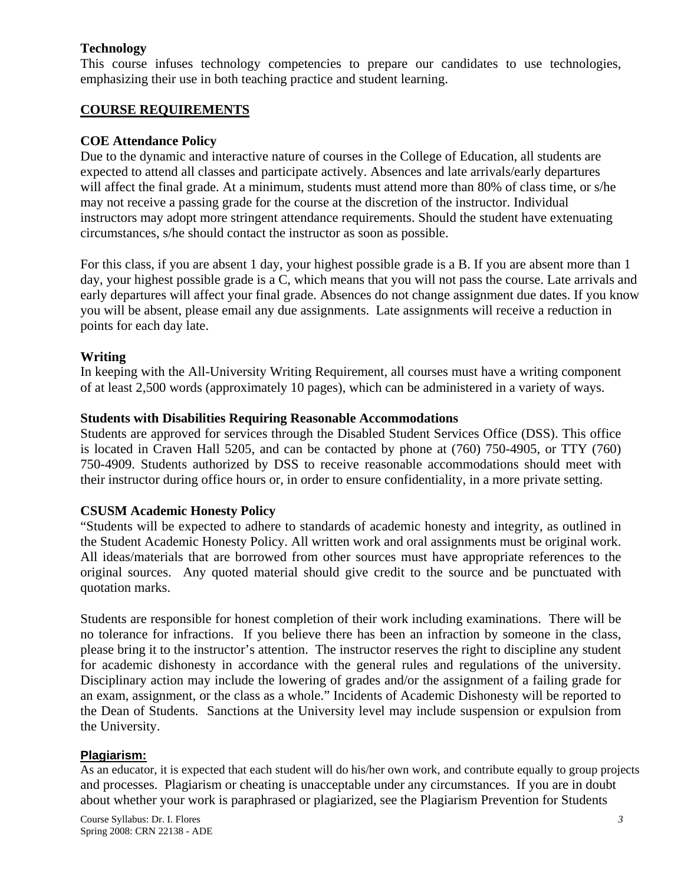**Technology**
This course infuses technology competencies to prepare our candidates to use technologies, emphasizing their use in both teaching practice and student learning.

## COURSE REQUIREMENTS

**COE Attendance Policy**
Due to the dynamic and interactive nature of courses in the College of Education, all students are expected to attend all classes and participate actively. Absences and late arrivals/early departures will affect the final grade. At a minimum, students must attend more than 80% of class time, or s/he may not receive a passing grade for the course at the discretion of the instructor. Individual instructors may adopt more stringent attendance requirements. Should the student have extenuating circumstances, s/he should contact the instructor as soon as possible.

For this class, if you are absent 1 day, your highest possible grade is a B. If you are absent more than 1 day, your highest possible grade is a C, which means that you will not pass the course. Late arrivals and early departures will affect your final grade. Absences do not change assignment due dates. If you know you will be absent, please email any due assignments. Late assignments will receive a reduction in points for each day late.

**Writing**
In keeping with the All-University Writing Requirement, all courses must have a writing component of at least 2,500 words (approximately 10 pages), which can be administered in a variety of ways.

**Students with Disabilities Requiring Reasonable Accommodations**
Students are approved for services through the Disabled Student Services Office (DSS). This office is located in Craven Hall 5205, and can be contacted by phone at (760) 750-4905, or TTY (760) 750-4909. Students authorized by DSS to receive reasonable accommodations should meet with their instructor during office hours or, in order to ensure confidentiality, in a more private setting.

**CSUSM Academic Honesty Policy**
"Students will be expected to adhere to standards of academic honesty and integrity, as outlined in the Student Academic Honesty Policy. All written work and oral assignments must be original work. All ideas/materials that are borrowed from other sources must have appropriate references to the original sources. Any quoted material should give credit to the source and be punctuated with quotation marks.

Students are responsible for honest completion of their work including examinations. There will be no tolerance for infractions. If you believe there has been an infraction by someone in the class, please bring it to the instructor's attention. The instructor reserves the right to discipline any student for academic dishonesty in accordance with the general rules and regulations of the university. Disciplinary action may include the lowering of grades and/or the assignment of a failing grade for an exam, assignment, or the class as a whole." Incidents of Academic Dishonesty will be reported to the Dean of Students. Sanctions at the University level may include suspension or expulsion from the University.

**Plagiarism:**
As an educator, it is expected that each student will do his/her own work, and contribute equally to group projects and processes. Plagiarism or cheating is unacceptable under any circumstances. If you are in doubt about whether your work is paraphrased or plagiarized, see the Plagiarism Prevention for Students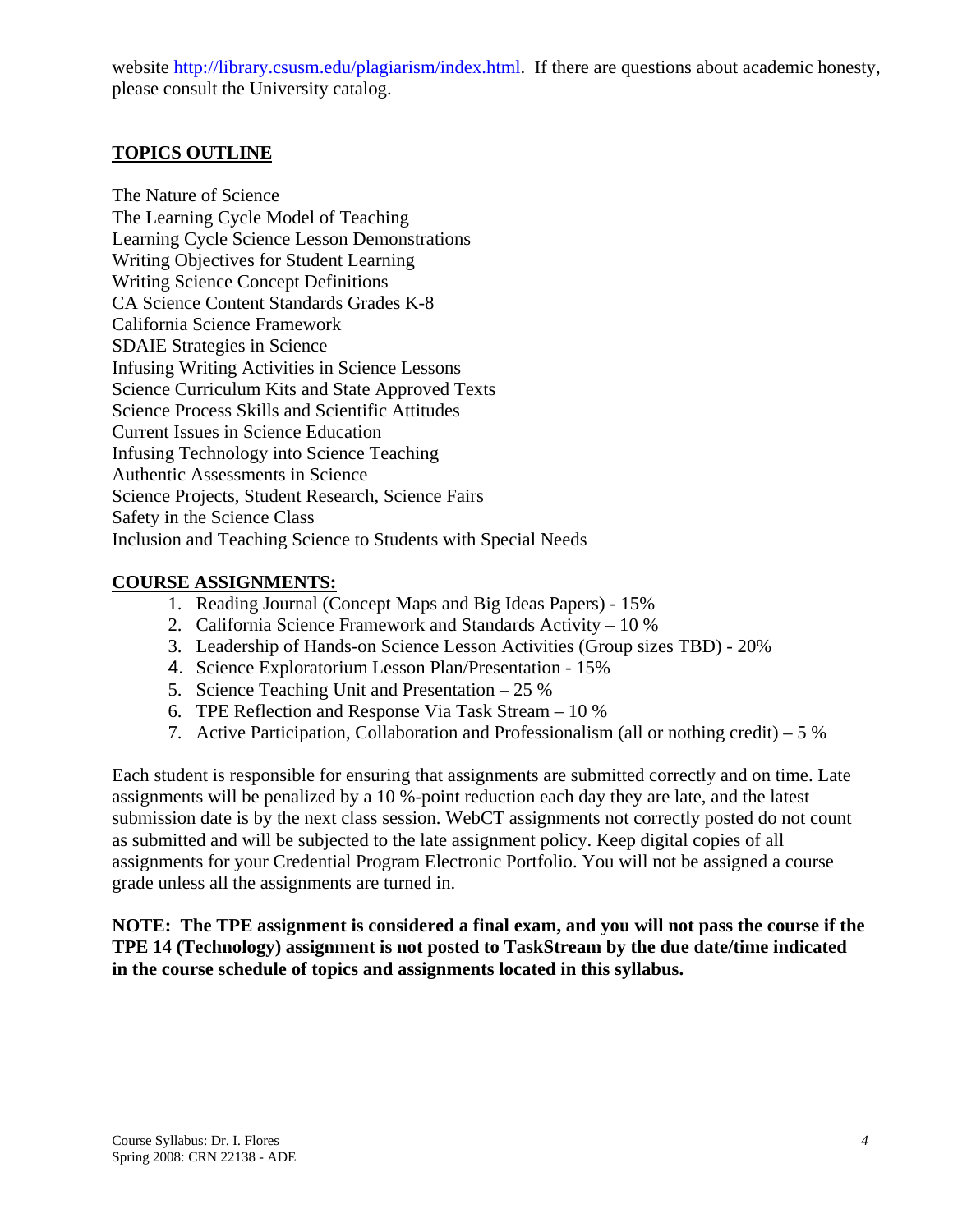website http://library.csusm.edu/plagiarism/index.html. If there are questions about academic honesty, please consult the University catalog.

## TOPICS OUTLINE

The Nature of Science
The Learning Cycle Model of Teaching
Learning Cycle Science Lesson Demonstrations
Writing Objectives for Student Learning
Writing Science Concept Definitions
CA Science Content Standards Grades K-8
California Science Framework
SDAIE Strategies in Science
Infusing Writing Activities in Science Lessons
Science Curriculum Kits and State Approved Texts
Science Process Skills and Scientific Attitudes
Current Issues in Science Education
Infusing Technology into Science Teaching
Authentic Assessments in Science
Science Projects, Student Research, Science Fairs
Safety in the Science Class
Inclusion and Teaching Science to Students with Special Needs

## COURSE ASSIGNMENTS:

1. Reading Journal (Concept Maps and Big Ideas Papers) - 15%
2. California Science Framework and Standards Activity – 10 %
3. Leadership of Hands-on Science Lesson Activities (Group sizes TBD) - 20%
4. Science Exploratorium Lesson Plan/Presentation - 15%
5. Science Teaching Unit and Presentation – 25 %
6. TPE Reflection and Response Via Task Stream – 10 %
7. Active Participation, Collaboration and Professionalism (all or nothing credit) – 5 %

Each student is responsible for ensuring that assignments are submitted correctly and on time. Late assignments will be penalized by a 10 %-point reduction each day they are late, and the latest submission date is by the next class session. WebCT assignments not correctly posted do not count as submitted and will be subjected to the late assignment policy. Keep digital copies of all assignments for your Credential Program Electronic Portfolio. You will not be assigned a course grade unless all the assignments are turned in.

**NOTE: The TPE assignment is considered a final exam, and you will not pass the course if the TPE 14 (Technology) assignment is not posted to TaskStream by the due date/time indicated in the course schedule of topics and assignments located in this syllabus.**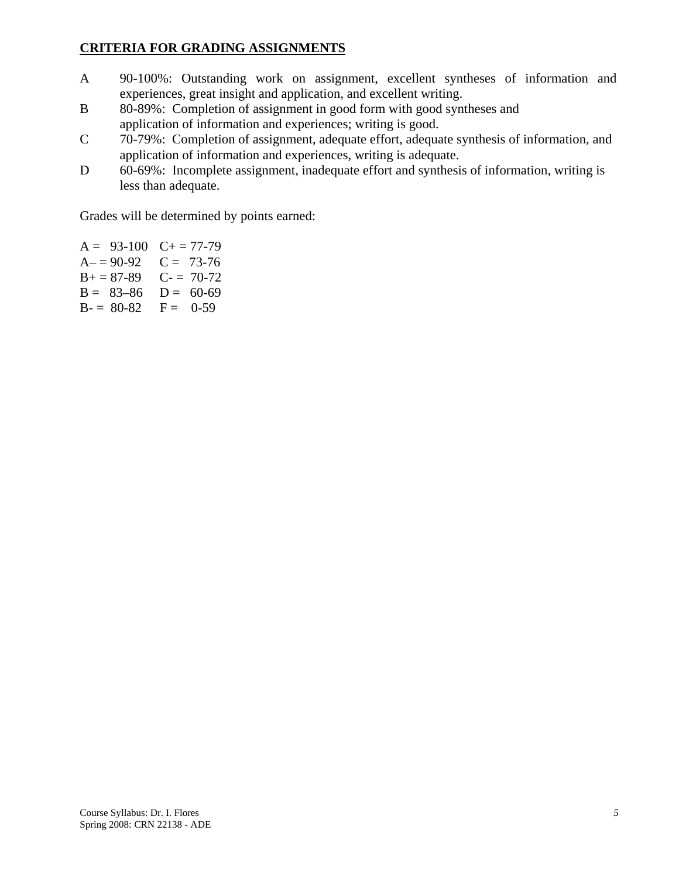## CRITERIA FOR GRADING ASSIGNMENTS

- A 90-100%: Outstanding work on assignment, excellent syntheses of information and experiences, great insight and application, and excellent writing.
- B 80-89%: Completion of assignment in good form with good syntheses and application of information and experiences; writing is good.
- C 70-79%: Completion of assignment, adequate effort, adequate synthesis of information, and application of information and experiences, writing is adequate.
- D 60-69%: Incomplete assignment, inadequate effort and synthesis of information, writing is less than adequate.

Grades will be determined by points earned:

| | |
|---|---|
| A = 93-100 | C+ = 77-79 |
| A– = 90-92 | C = 73-76 |
| B+ = 87-89 | C- = 70-72 |
| B = 83–86 | D = 60-69 |
| B- = 80-82 | F = 0-59 |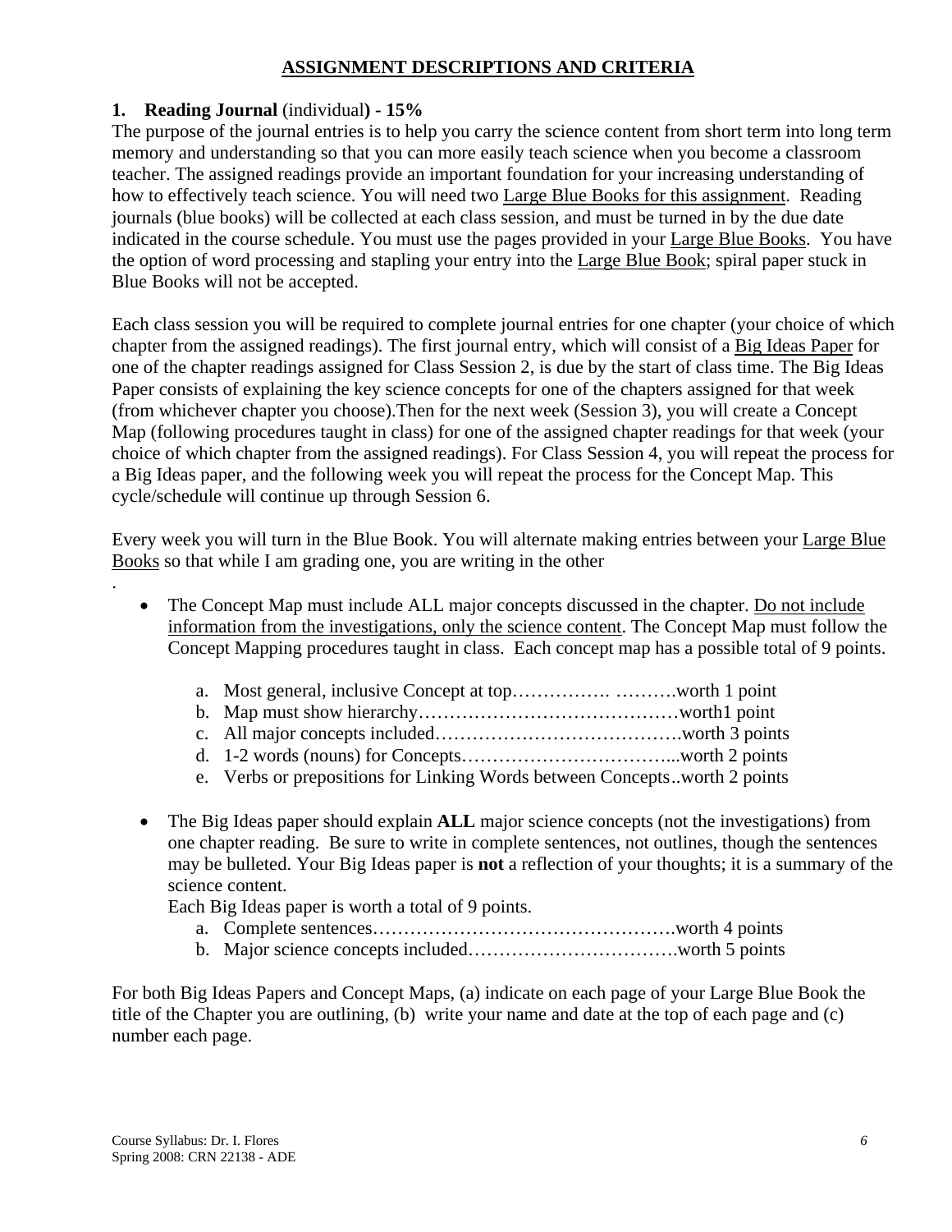## ASSIGNMENT DESCRIPTIONS AND CRITERIA

**1. Reading Journal** (individual**) - 15%**

The purpose of the journal entries is to help you carry the science content from short term into long term memory and understanding so that you can more easily teach science when you become a classroom teacher. The assigned readings provide an important foundation for your increasing understanding of how to effectively teach science. You will need two <u>Large Blue Books for this assignment</u>. Reading journals (blue books) will be collected at each class session, and must be turned in by the due date indicated in the course schedule. You must use the pages provided in your <u>Large Blue Books</u>. You have the option of word processing and stapling your entry into the <u>Large Blue Book</u>; spiral paper stuck in Blue Books will not be accepted.

Each class session you will be required to complete journal entries for one chapter (your choice of which chapter from the assigned readings). The first journal entry, which will consist of a <u>Big Ideas Paper</u> for one of the chapter readings assigned for Class Session 2, is due by the start of class time. The Big Ideas Paper consists of explaining the key science concepts for one of the chapters assigned for that week (from whichever chapter you choose).Then for the next week (Session 3), you will create a Concept Map (following procedures taught in class) for one of the assigned chapter readings for that week (your choice of which chapter from the assigned readings). For Class Session 4, you will repeat the process for a Big Ideas paper, and the following week you will repeat the process for the Concept Map. This cycle/schedule will continue up through Session 6.

Every week you will turn in the Blue Book. You will alternate making entries between your <u>Large Blue Books</u> so that while I am grading one, you are writing in the other

.

- The Concept Map must include ALL major concepts discussed in the chapter. <u>Do not include information from the investigations, only the science content</u>. The Concept Map must follow the Concept Mapping procedures taught in class. Each concept map has a possible total of 9 points.
    a. Most general, inclusive Concept at top……………. ……….worth 1 point
    b. Map must show hierarchy……………………………………worth1 point
    c. All major concepts included………………………………….worth 3 points
    d. 1-2 words (nouns) for Concepts……………………………...worth 2 points
    e. Verbs or prepositions for Linking Words between Concepts..worth 2 points

- The Big Ideas paper should explain **ALL** major science concepts (not the investigations) from one chapter reading. Be sure to write in complete sentences, not outlines, though the sentences may be bulleted. Your Big Ideas paper is **not** a reflection of your thoughts; it is a summary of the science content.
  Each Big Ideas paper is worth a total of 9 points.
    a. Complete sentences………………………………………….worth 4 points
    b. Major science concepts included…………………………….worth 5 points

For both Big Ideas Papers and Concept Maps, (a) indicate on each page of your Large Blue Book the title of the Chapter you are outlining, (b) write your name and date at the top of each page and (c) number each page.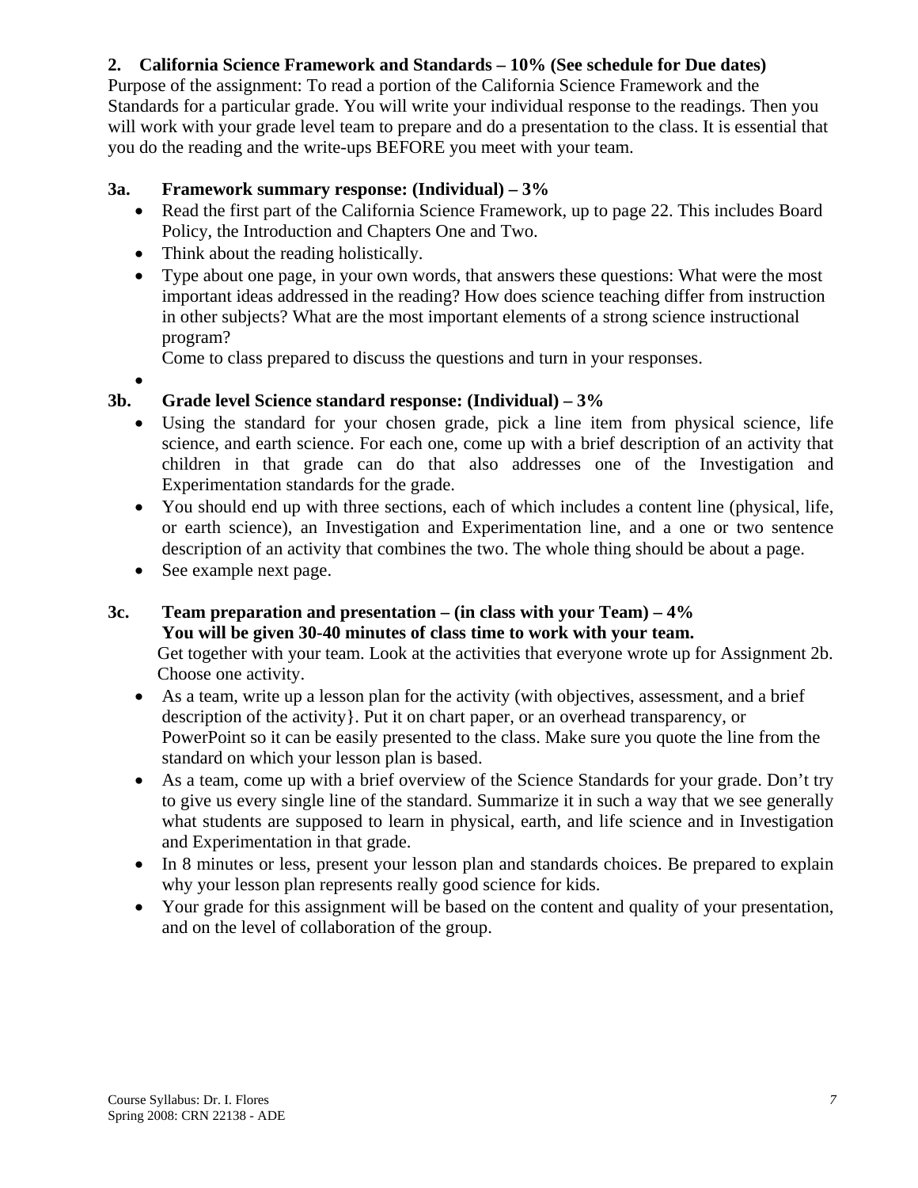**2. California Science Framework and Standards – 10% (See schedule for Due dates)**

Purpose of the assignment: To read a portion of the California Science Framework and the Standards for a particular grade. You will write your individual response to the readings. Then you will work with your grade level team to prepare and do a presentation to the class. It is essential that you do the reading and the write-ups BEFORE you meet with your team.

**3a. Framework summary response: (Individual) – 3%**

- Read the first part of the California Science Framework, up to page 22. This includes Board Policy, the Introduction and Chapters One and Two.
- Think about the reading holistically.
- Type about one page, in your own words, that answers these questions: What were the most important ideas addressed in the reading? How does science teaching differ from instruction in other subjects? What are the most important elements of a strong science instructional program?

  Come to class prepared to discuss the questions and turn in your responses.
- 

**3b. Grade level Science standard response: (Individual) – 3%**

- Using the standard for your chosen grade, pick a line item from physical science, life science, and earth science. For each one, come up with a brief description of an activity that children in that grade can do that also addresses one of the Investigation and Experimentation standards for the grade.
- You should end up with three sections, each of which includes a content line (physical, life, or earth science), an Investigation and Experimentation line, and a one or two sentence description of an activity that combines the two. The whole thing should be about a page.
- See example next page.

**3c. Team preparation and presentation – (in class with your Team) – 4%**
**You will be given 30-40 minutes of class time to work with your team.**

Get together with your team. Look at the activities that everyone wrote up for Assignment 2b. Choose one activity.

- As a team, write up a lesson plan for the activity (with objectives, assessment, and a brief description of the activity}. Put it on chart paper, or an overhead transparency, or PowerPoint so it can be easily presented to the class. Make sure you quote the line from the standard on which your lesson plan is based.
- As a team, come up with a brief overview of the Science Standards for your grade. Don't try to give us every single line of the standard. Summarize it in such a way that we see generally what students are supposed to learn in physical, earth, and life science and in Investigation and Experimentation in that grade.
- In 8 minutes or less, present your lesson plan and standards choices. Be prepared to explain why your lesson plan represents really good science for kids.
- Your grade for this assignment will be based on the content and quality of your presentation, and on the level of collaboration of the group.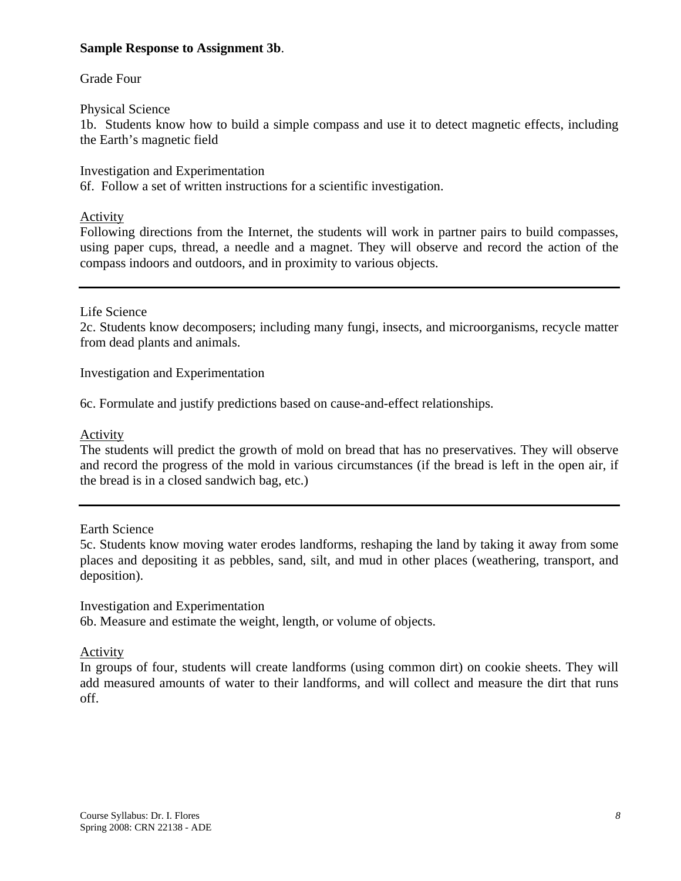**Sample Response to Assignment 3b**.

Grade Four

Physical Science

1b. Students know how to build a simple compass and use it to detect magnetic effects, including the Earth's magnetic field

Investigation and Experimentation

6f. Follow a set of written instructions for a scientific investigation.

<u>Activity</u>

Following directions from the Internet, the students will work in partner pairs to build compasses, using paper cups, thread, a needle and a magnet. They will observe and record the action of the compass indoors and outdoors, and in proximity to various objects.

---

Life Science

2c. Students know decomposers; including many fungi, insects, and microorganisms, recycle matter from dead plants and animals.

Investigation and Experimentation

6c. Formulate and justify predictions based on cause-and-effect relationships.

<u>Activity</u>

The students will predict the growth of mold on bread that has no preservatives. They will observe and record the progress of the mold in various circumstances (if the bread is left in the open air, if the bread is in a closed sandwich bag, etc.)

---

Earth Science

5c. Students know moving water erodes landforms, reshaping the land by taking it away from some places and depositing it as pebbles, sand, silt, and mud in other places (weathering, transport, and deposition).

Investigation and Experimentation

6b. Measure and estimate the weight, length, or volume of objects.

<u>Activity</u>

In groups of four, students will create landforms (using common dirt) on cookie sheets. They will add measured amounts of water to their landforms, and will collect and measure the dirt that runs off.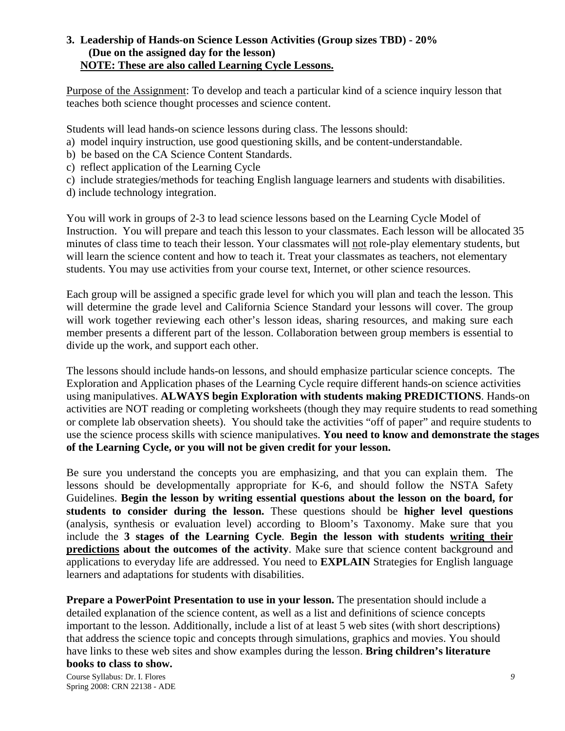### 3. Leadership of Hands-on Science Lesson Activities (Group sizes TBD) - 20%
**(Due on the assigned day for the lesson)**
**NOTE: These are also called Learning Cycle Lessons.**

Purpose of the Assignment: To develop and teach a particular kind of a science inquiry lesson that teaches both science thought processes and science content.

Students will lead hands-on science lessons during class. The lessons should:

a) model inquiry instruction, use good questioning skills, and be content-understandable.
b) be based on the CA Science Content Standards.
c) reflect application of the Learning Cycle
c) include strategies/methods for teaching English language learners and students with disabilities.
d) include technology integration.

You will work in groups of 2-3 to lead science lessons based on the Learning Cycle Model of Instruction. You will prepare and teach this lesson to your classmates. Each lesson will be allocated 35 minutes of class time to teach their lesson. Your classmates will not role-play elementary students, but will learn the science content and how to teach it. Treat your classmates as teachers, not elementary students. You may use activities from your course text, Internet, or other science resources.

Each group will be assigned a specific grade level for which you will plan and teach the lesson. This will determine the grade level and California Science Standard your lessons will cover. The group will work together reviewing each other's lesson ideas, sharing resources, and making sure each member presents a different part of the lesson. Collaboration between group members is essential to divide up the work, and support each other.

The lessons should include hands-on lessons, and should emphasize particular science concepts. The Exploration and Application phases of the Learning Cycle require different hands-on science activities using manipulatives. **ALWAYS begin Exploration with students making PREDICTIONS**. Hands-on activities are NOT reading or completing worksheets (though they may require students to read something or complete lab observation sheets). You should take the activities "off of paper" and require students to use the science process skills with science manipulatives. **You need to know and demonstrate the stages of the Learning Cycle, or you will not be given credit for your lesson.**

Be sure you understand the concepts you are emphasizing, and that you can explain them. The lessons should be developmentally appropriate for K-6, and should follow the NSTA Safety Guidelines. **Begin the lesson by writing essential questions about the lesson on the board, for students to consider during the lesson.** These questions should be **higher level questions** (analysis, synthesis or evaluation level) according to Bloom's Taxonomy. Make sure that you include the **3 stages of the Learning Cycle**. **Begin the lesson with students writing their predictions about the outcomes of the activity**. Make sure that science content background and applications to everyday life are addressed. You need to **EXPLAIN** Strategies for English language learners and adaptations for students with disabilities.

**Prepare a PowerPoint Presentation to use in your lesson.** The presentation should include a detailed explanation of the science content, as well as a list and definitions of science concepts important to the lesson. Additionally, include a list of at least 5 web sites (with short descriptions) that address the science topic and concepts through simulations, graphics and movies. You should have links to these web sites and show examples during the lesson. **Bring children's literature books to class to show.**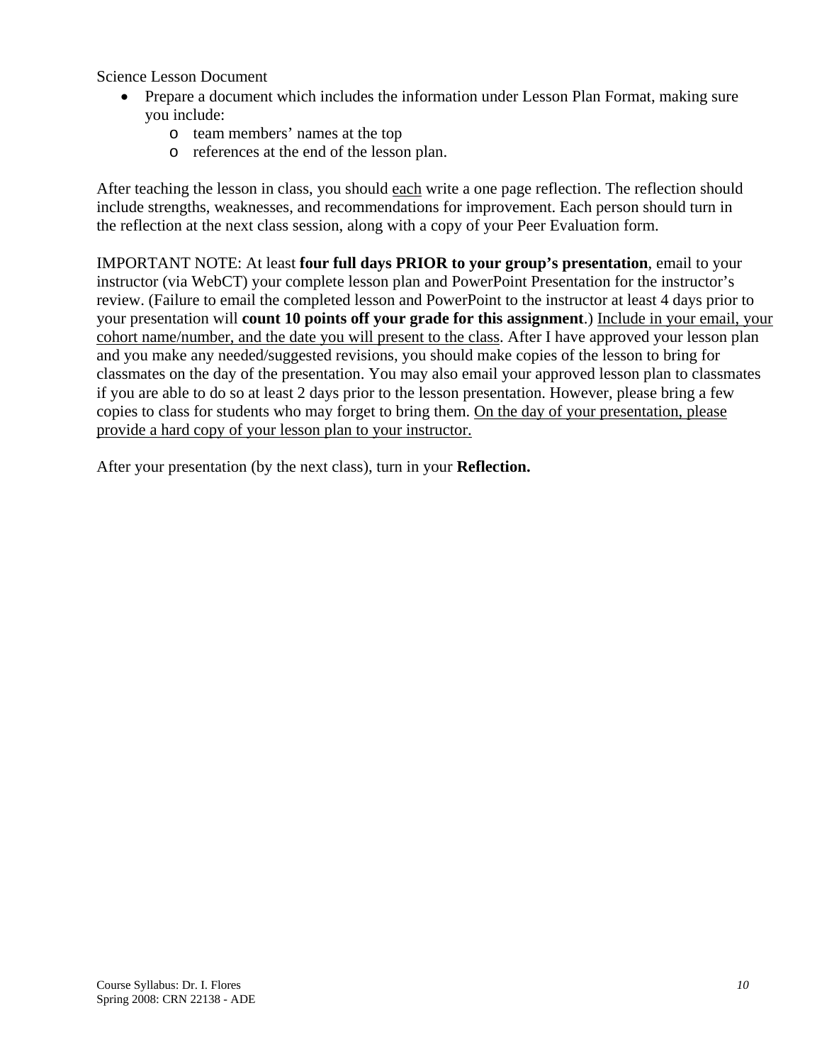Science Lesson Document

- Prepare a document which includes the information under Lesson Plan Format, making sure you include:
  - team members' names at the top
  - references at the end of the lesson plan.

After teaching the lesson in class, you should <u>each</u> write a one page reflection. The reflection should include strengths, weaknesses, and recommendations for improvement. Each person should turn in the reflection at the next class session, along with a copy of your Peer Evaluation form.

IMPORTANT NOTE: At least **four full days PRIOR to your group's presentation**, email to your instructor (via WebCT) your complete lesson plan and PowerPoint Presentation for the instructor's review. (Failure to email the completed lesson and PowerPoint to the instructor at least 4 days prior to your presentation will **count 10 points off your grade for this assignment**.) <u>Include in your email, your cohort name/number, and the date you will present to the class</u>. After I have approved your lesson plan and you make any needed/suggested revisions, you should make copies of the lesson to bring for classmates on the day of the presentation. You may also email your approved lesson plan to classmates if you are able to do so at least 2 days prior to the lesson presentation. However, please bring a few copies to class for students who may forget to bring them. <u>On the day of your presentation, please provide a hard copy of your lesson plan to your instructor.</u>

After your presentation (by the next class), turn in your **Reflection.**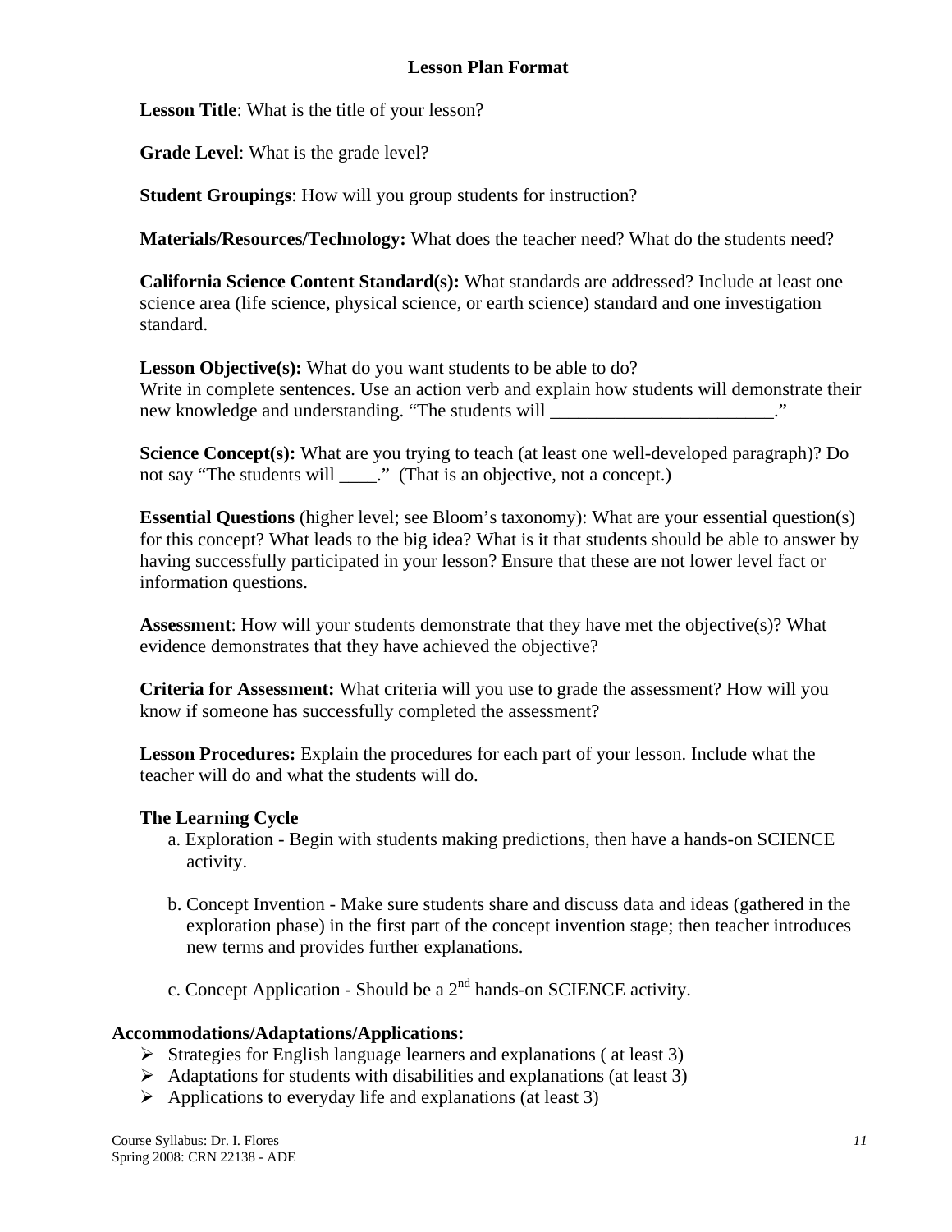## Lesson Plan Format

**Lesson Title**: What is the title of your lesson?

**Grade Level**: What is the grade level?

**Student Groupings**: How will you group students for instruction?

**Materials/Resources/Technology:** What does the teacher need? What do the students need?

**California Science Content Standard(s):** What standards are addressed? Include at least one science area (life science, physical science, or earth science) standard and one investigation standard.

**Lesson Objective(s):** What do you want students to be able to do?
Write in complete sentences. Use an action verb and explain how students will demonstrate their new knowledge and understanding. "The students will ________________________."

**Science Concept(s):** What are you trying to teach (at least one well-developed paragraph)? Do not say "The students will ____." (That is an objective, not a concept.)

**Essential Questions** (higher level; see Bloom's taxonomy): What are your essential question(s) for this concept? What leads to the big idea? What is it that students should be able to answer by having successfully participated in your lesson? Ensure that these are not lower level fact or information questions.

**Assessment**: How will your students demonstrate that they have met the objective(s)? What evidence demonstrates that they have achieved the objective?

**Criteria for Assessment:** What criteria will you use to grade the assessment? How will you know if someone has successfully completed the assessment?

**Lesson Procedures:** Explain the procedures for each part of your lesson. Include what the teacher will do and what the students will do.

**The Learning Cycle**

a. Exploration - Begin with students making predictions, then have a hands-on SCIENCE activity.

b. Concept Invention - Make sure students share and discuss data and ideas (gathered in the exploration phase) in the first part of the concept invention stage; then teacher introduces new terms and provides further explanations.

c. Concept Application - Should be a 2nd hands-on SCIENCE activity.

**Accommodations/Adaptations/Applications:**

- Strategies for English language learners and explanations ( at least 3)
- Adaptations for students with disabilities and explanations (at least 3)
- Applications to everyday life and explanations (at least 3)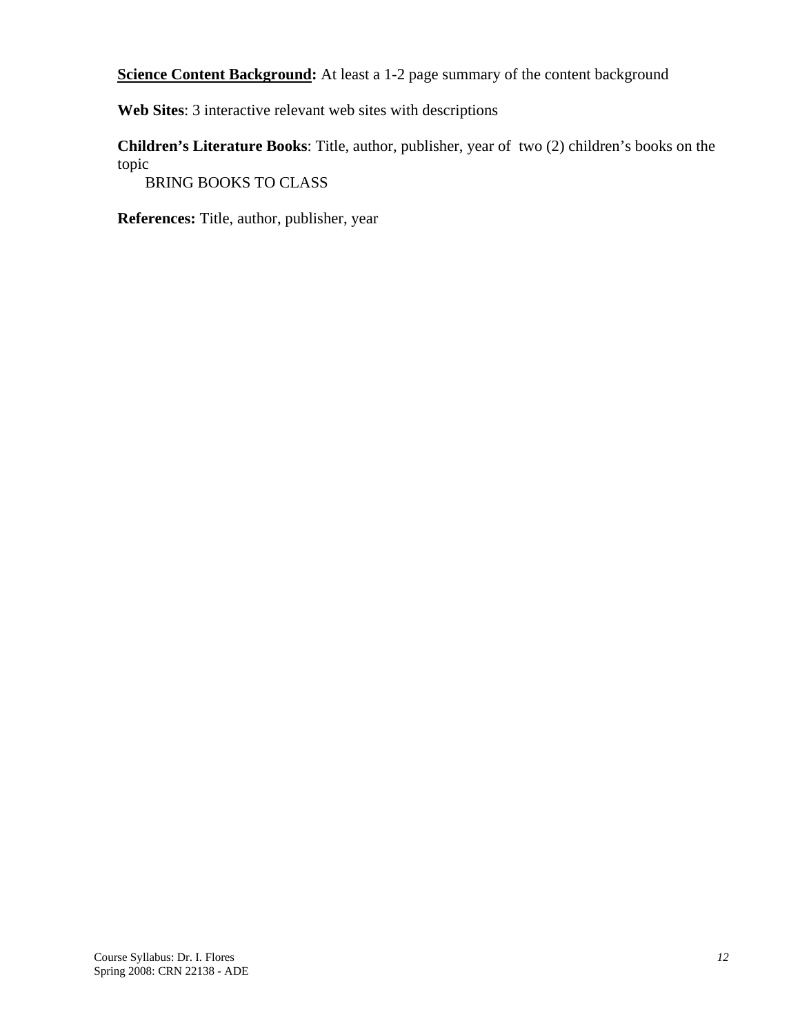<u>**Science Content Background**</u>**:** At least a 1-2 page summary of the content background

**Web Sites**: 3 interactive relevant web sites with descriptions

**Children's Literature Books**: Title, author, publisher, year of two (2) children's books on the topic

BRING BOOKS TO CLASS

**References:** Title, author, publisher, year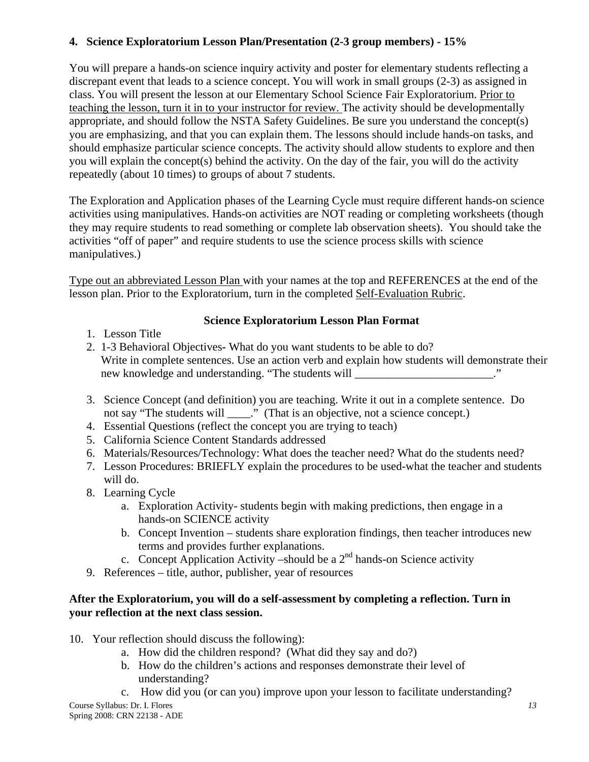**4. Science Exploratorium Lesson Plan/Presentation (2-3 group members) - 15%**

You will prepare a hands-on science inquiry activity and poster for elementary students reflecting a discrepant event that leads to a science concept. You will work in small groups (2-3) as assigned in class. You will present the lesson at our Elementary School Science Fair Exploratorium. Prior to teaching the lesson, turn it in to your instructor for review. The activity should be developmentally appropriate, and should follow the NSTA Safety Guidelines. Be sure you understand the concept(s) you are emphasizing, and that you can explain them. The lessons should include hands-on tasks, and should emphasize particular science concepts. The activity should allow students to explore and then you will explain the concept(s) behind the activity. On the day of the fair, you will do the activity repeatedly (about 10 times) to groups of about 7 students.

The Exploration and Application phases of the Learning Cycle must require different hands-on science activities using manipulatives. Hands-on activities are NOT reading or completing worksheets (though they may require students to read something or complete lab observation sheets). You should take the activities "off of paper" and require students to use the science process skills with science manipulatives.)

Type out an abbreviated Lesson Plan with your names at the top and REFERENCES at the end of the lesson plan. Prior to the Exploratorium, turn in the completed Self-Evaluation Rubric.

**Science Exploratorium Lesson Plan Format**

1. Lesson Title
2. 1-3 Behavioral Objectives- What do you want students to be able to do? Write in complete sentences. Use an action verb and explain how students will demonstrate their new knowledge and understanding. "The students will ________________________."
3. Science Concept (and definition) you are teaching. Write it out in a complete sentence. Do not say "The students will ____." (That is an objective, not a science concept.)
4. Essential Questions (reflect the concept you are trying to teach)
5. California Science Content Standards addressed
6. Materials/Resources/Technology: What does the teacher need? What do the students need?
7. Lesson Procedures: BRIEFLY explain the procedures to be used-what the teacher and students will do.
8. Learning Cycle
   a. Exploration Activity- students begin with making predictions, then engage in a hands-on SCIENCE activity
   b. Concept Invention – students share exploration findings, then teacher introduces new terms and provides further explanations.
   c. Concept Application Activity –should be a 2nd hands-on Science activity
9. References – title, author, publisher, year of resources

**After the Exploratorium, you will do a self-assessment by completing a reflection. Turn in your reflection at the next class session.**

10. Your reflection should discuss the following):
    a. How did the children respond? (What did they say and do?)
    b. How do the children's actions and responses demonstrate their level of understanding?
    c. How did you (or can you) improve upon your lesson to facilitate understanding?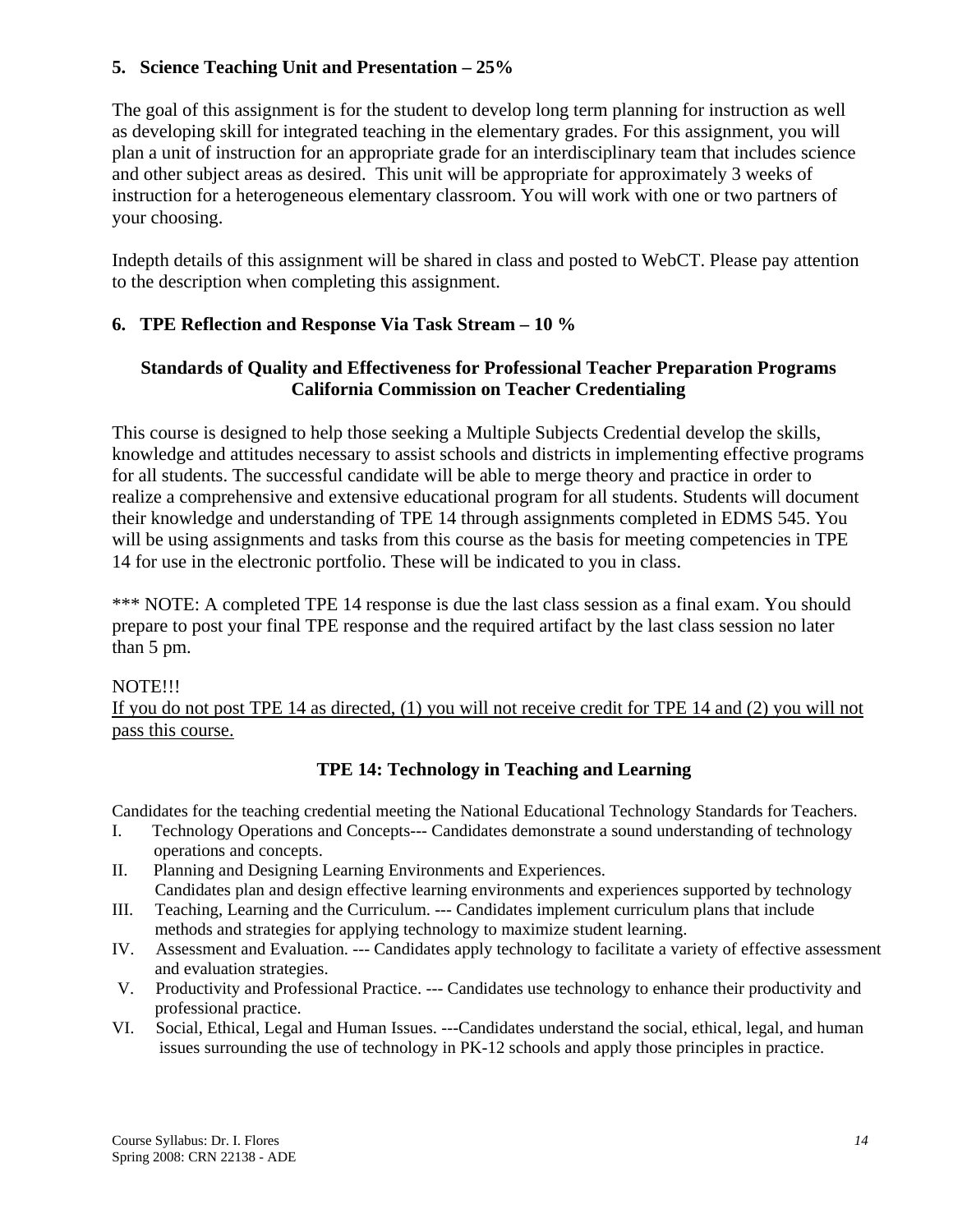### 5. Science Teaching Unit and Presentation – 25%

The goal of this assignment is for the student to develop long term planning for instruction as well as developing skill for integrated teaching in the elementary grades. For this assignment, you will plan a unit of instruction for an appropriate grade for an interdisciplinary team that includes science and other subject areas as desired. This unit will be appropriate for approximately 3 weeks of instruction for a heterogeneous elementary classroom. You will work with one or two partners of your choosing.

Indepth details of this assignment will be shared in class and posted to WebCT. Please pay attention to the description when completing this assignment.

### 6. TPE Reflection and Response Via Task Stream – 10 %

**Standards of Quality and Effectiveness for Professional Teacher Preparation Programs California Commission on Teacher Credentialing**

This course is designed to help those seeking a Multiple Subjects Credential develop the skills, knowledge and attitudes necessary to assist schools and districts in implementing effective programs for all students. The successful candidate will be able to merge theory and practice in order to realize a comprehensive and extensive educational program for all students. Students will document their knowledge and understanding of TPE 14 through assignments completed in EDMS 545. You will be using assignments and tasks from this course as the basis for meeting competencies in TPE 14 for use in the electronic portfolio. These will be indicated to you in class.

*** NOTE: A completed TPE 14 response is due the last class session as a final exam. You should prepare to post your final TPE response and the required artifact by the last class session no later than 5 pm.

NOTE!!!

<u>If you do not post TPE 14 as directed, (1) you will not receive credit for TPE 14 and (2) you will not pass this course.</u>

**TPE 14: Technology in Teaching and Learning**

Candidates for the teaching credential meeting the National Educational Technology Standards for Teachers.

I. Technology Operations and Concepts--- Candidates demonstrate a sound understanding of technology operations and concepts.

II. Planning and Designing Learning Environments and Experiences. Candidates plan and design effective learning environments and experiences supported by technology

III. Teaching, Learning and the Curriculum. --- Candidates implement curriculum plans that include methods and strategies for applying technology to maximize student learning.

IV. Assessment and Evaluation. --- Candidates apply technology to facilitate a variety of effective assessment and evaluation strategies.

V. Productivity and Professional Practice. --- Candidates use technology to enhance their productivity and professional practice.

VI. Social, Ethical, Legal and Human Issues. ---Candidates understand the social, ethical, legal, and human issues surrounding the use of technology in PK-12 schools and apply those principles in practice.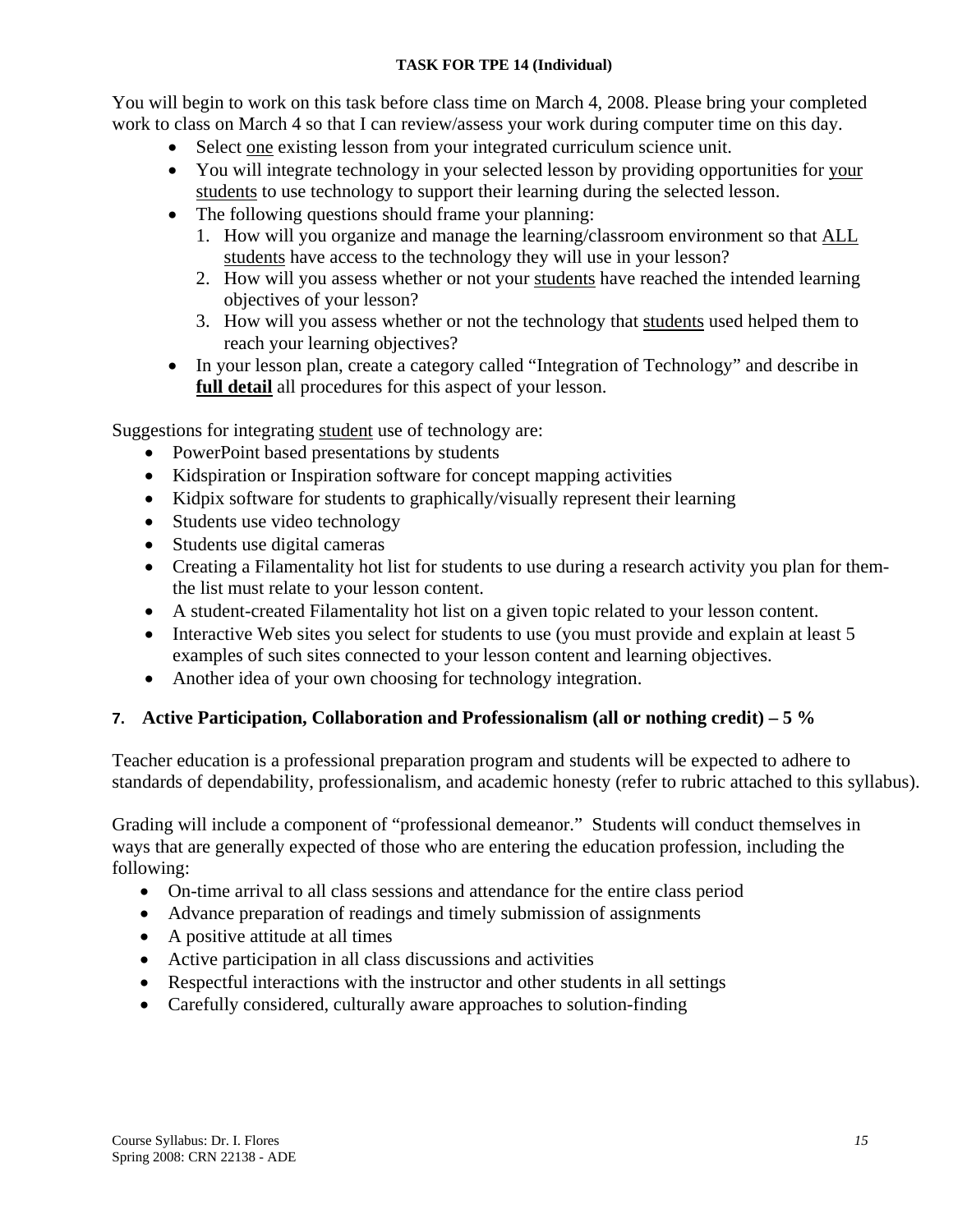**TASK FOR TPE 14 (Individual)**

You will begin to work on this task before class time on March 4, 2008. Please bring your completed work to class on March 4 so that I can review/assess your work during computer time on this day.

- Select one existing lesson from your integrated curriculum science unit.
- You will integrate technology in your selected lesson by providing opportunities for your students to use technology to support their learning during the selected lesson.
- The following questions should frame your planning:
  1. How will you organize and manage the learning/classroom environment so that ALL students have access to the technology they will use in your lesson?
  2. How will you assess whether or not your students have reached the intended learning objectives of your lesson?
  3. How will you assess whether or not the technology that students used helped them to reach your learning objectives?
- In your lesson plan, create a category called "Integration of Technology" and describe in **full detail** all procedures for this aspect of your lesson.

Suggestions for integrating student use of technology are:

- PowerPoint based presentations by students
- Kidspiration or Inspiration software for concept mapping activities
- Kidpix software for students to graphically/visually represent their learning
- Students use video technology
- Students use digital cameras
- Creating a Filamentality hot list for students to use during a research activity you plan for them- the list must relate to your lesson content.
- A student-created Filamentality hot list on a given topic related to your lesson content.
- Interactive Web sites you select for students to use (you must provide and explain at least 5 examples of such sites connected to your lesson content and learning objectives.
- Another idea of your own choosing for technology integration.

### 7. Active Participation, Collaboration and Professionalism (all or nothing credit) – 5 %

Teacher education is a professional preparation program and students will be expected to adhere to standards of dependability, professionalism, and academic honesty (refer to rubric attached to this syllabus).

Grading will include a component of "professional demeanor." Students will conduct themselves in ways that are generally expected of those who are entering the education profession, including the following:

- On-time arrival to all class sessions and attendance for the entire class period
- Advance preparation of readings and timely submission of assignments
- A positive attitude at all times
- Active participation in all class discussions and activities
- Respectful interactions with the instructor and other students in all settings
- Carefully considered, culturally aware approaches to solution-finding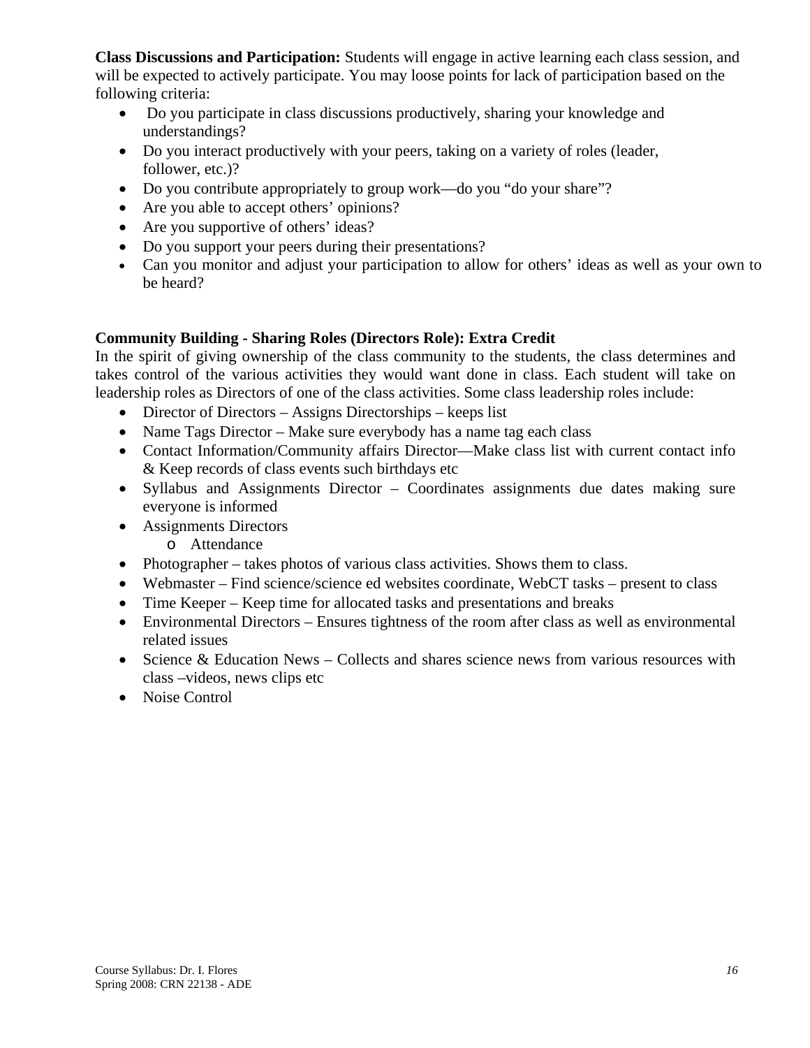**Class Discussions and Participation:** Students will engage in active learning each class session, and will be expected to actively participate. You may loose points for lack of participation based on the following criteria:

- Do you participate in class discussions productively, sharing your knowledge and understandings?
- Do you interact productively with your peers, taking on a variety of roles (leader, follower, etc.)?
- Do you contribute appropriately to group work—do you "do your share"?
- Are you able to accept others' opinions?
- Are you supportive of others' ideas?
- Do you support your peers during their presentations?
- Can you monitor and adjust your participation to allow for others' ideas as well as your own to be heard?

**Community Building - Sharing Roles (Directors Role): Extra Credit**

In the spirit of giving ownership of the class community to the students, the class determines and takes control of the various activities they would want done in class. Each student will take on leadership roles as Directors of one of the class activities. Some class leadership roles include:

- Director of Directors – Assigns Directorships – keeps list
- Name Tags Director – Make sure everybody has a name tag each class
- Contact Information/Community affairs Director—Make class list with current contact info & Keep records of class events such birthdays etc
- Syllabus and Assignments Director – Coordinates assignments due dates making sure everyone is informed
- Assignments Directors
  - Attendance
- Photographer – takes photos of various class activities. Shows them to class.
- Webmaster – Find science/science ed websites coordinate, WebCT tasks – present to class
- Time Keeper – Keep time for allocated tasks and presentations and breaks
- Environmental Directors – Ensures tightness of the room after class as well as environmental related issues
- Science & Education News – Collects and shares science news from various resources with class –videos, news clips etc
- Noise Control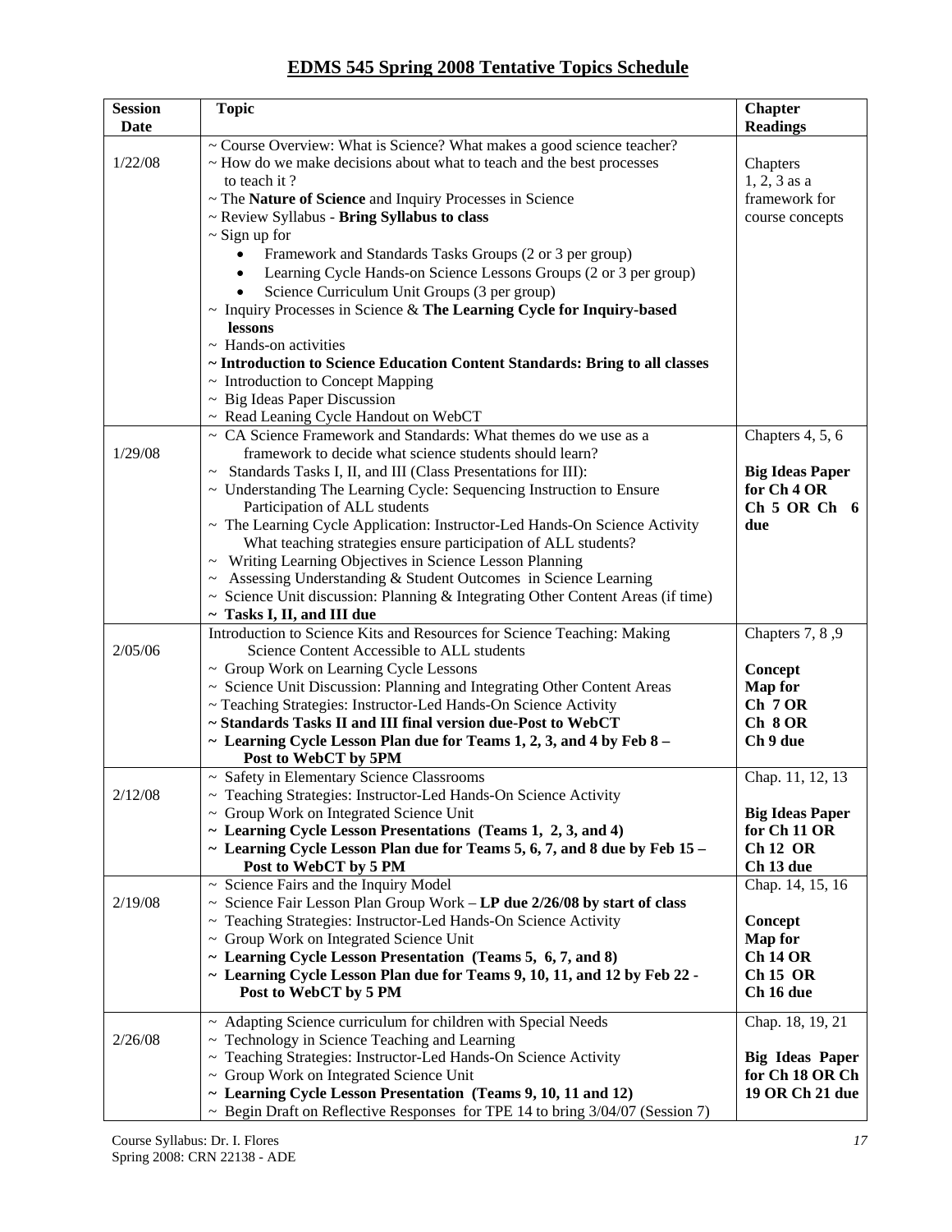# EDMS 545 Spring 2008 Tentative Topics Schedule

| Session Date | Topic | Chapter Readings |
|---|---|---|
| 1/22/08 | ~ Course Overview: What is Science? What makes a good science teacher?<br>~ How do we make decisions about what to teach and the best processes to teach it ?<br>~ The **Nature of Science** and Inquiry Processes in Science<br>~ Review Syllabus - **Bring Syllabus to class**<br>~ Sign up for<br>• Framework and Standards Tasks Groups (2 or 3 per group)<br>• Learning Cycle Hands-on Science Lessons Groups (2 or 3 per group)<br>• Science Curriculum Unit Groups (3 per group)<br>~ Inquiry Processes in Science & **The Learning Cycle for Inquiry-based lessons**<br>~ Hands-on activities<br>**~ Introduction to Science Education Content Standards: Bring to all classes**<br>~ Introduction to Concept Mapping<br>~ Big Ideas Paper Discussion<br>~ Read Leaning Cycle Handout on WebCT | Chapters 1, 2, 3 as a framework for course concepts |
| 1/29/08 | ~ CA Science Framework and Standards: What themes do we use as a framework to decide what science students should learn?<br>~ Standards Tasks I, II, and III (Class Presentations for III):<br>~ Understanding The Learning Cycle: Sequencing Instruction to Ensure Participation of ALL students<br>~ The Learning Cycle Application: Instructor-Led Hands-On Science Activity What teaching strategies ensure participation of ALL students?<br>~ Writing Learning Objectives in Science Lesson Planning<br>~ Assessing Understanding & Student Outcomes in Science Learning<br>~ Science Unit discussion: Planning & Integrating Other Content Areas (if time)<br>**~ Tasks I, II, and III due** | Chapters 4, 5, 6<br><br>**Big Ideas Paper for Ch 4 OR Ch 5 OR Ch 6 due** |
| 2/05/06 | Introduction to Science Kits and Resources for Science Teaching: Making Science Content Accessible to ALL students<br>~ Group Work on Learning Cycle Lessons<br>~ Science Unit Discussion: Planning and Integrating Other Content Areas<br>~ Teaching Strategies: Instructor-Led Hands-On Science Activity<br>**~ Standards Tasks II and III final version due-Post to WebCT**<br>**~ Learning Cycle Lesson Plan due for Teams 1, 2, 3, and 4 by Feb 8 – Post to WebCT by 5PM** | Chapters 7, 8 ,9<br><br>**Concept Map for Ch 7 OR Ch 8 OR Ch 9 due** |
| 2/12/08 | ~ Safety in Elementary Science Classrooms<br>~ Teaching Strategies: Instructor-Led Hands-On Science Activity<br>~ Group Work on Integrated Science Unit<br>**~ Learning Cycle Lesson Presentations (Teams 1, 2, 3, and 4)**<br>**~ Learning Cycle Lesson Plan due for Teams 5, 6, 7, and 8 due by Feb 15 – Post to WebCT by 5 PM** | Chap. 11, 12, 13<br><br>**Big Ideas Paper for Ch 11 OR Ch 12 OR Ch 13 due** |
| 2/19/08 | ~ Science Fairs and the Inquiry Model<br>~ Science Fair Lesson Plan Group Work – **LP due 2/26/08 by start of class**<br>~ Teaching Strategies: Instructor-Led Hands-On Science Activity<br>~ Group Work on Integrated Science Unit<br>**~ Learning Cycle Lesson Presentation (Teams 5, 6, 7, and 8)**<br>**~ Learning Cycle Lesson Plan due for Teams 9, 10, 11, and 12 by Feb 22 - Post to WebCT by 5 PM** | Chap. 14, 15, 16<br><br>**Concept Map for Ch 14 OR Ch 15 OR Ch 16 due** |
| 2/26/08 | ~ Adapting Science curriculum for children with Special Needs<br>~ Technology in Science Teaching and Learning<br>~ Teaching Strategies: Instructor-Led Hands-On Science Activity<br>~ Group Work on Integrated Science Unit<br>**~ Learning Cycle Lesson Presentation (Teams 9, 10, 11 and 12)**<br>~ Begin Draft on Reflective Responses for TPE 14 to bring 3/04/07 (Session 7) | Chap. 18, 19, 21<br><br>**Big Ideas Paper for Ch 18 OR Ch 19 OR Ch 21 due** |

Course Syllabus: Dr. I. Flores
Spring 2008: CRN 22138 - ADE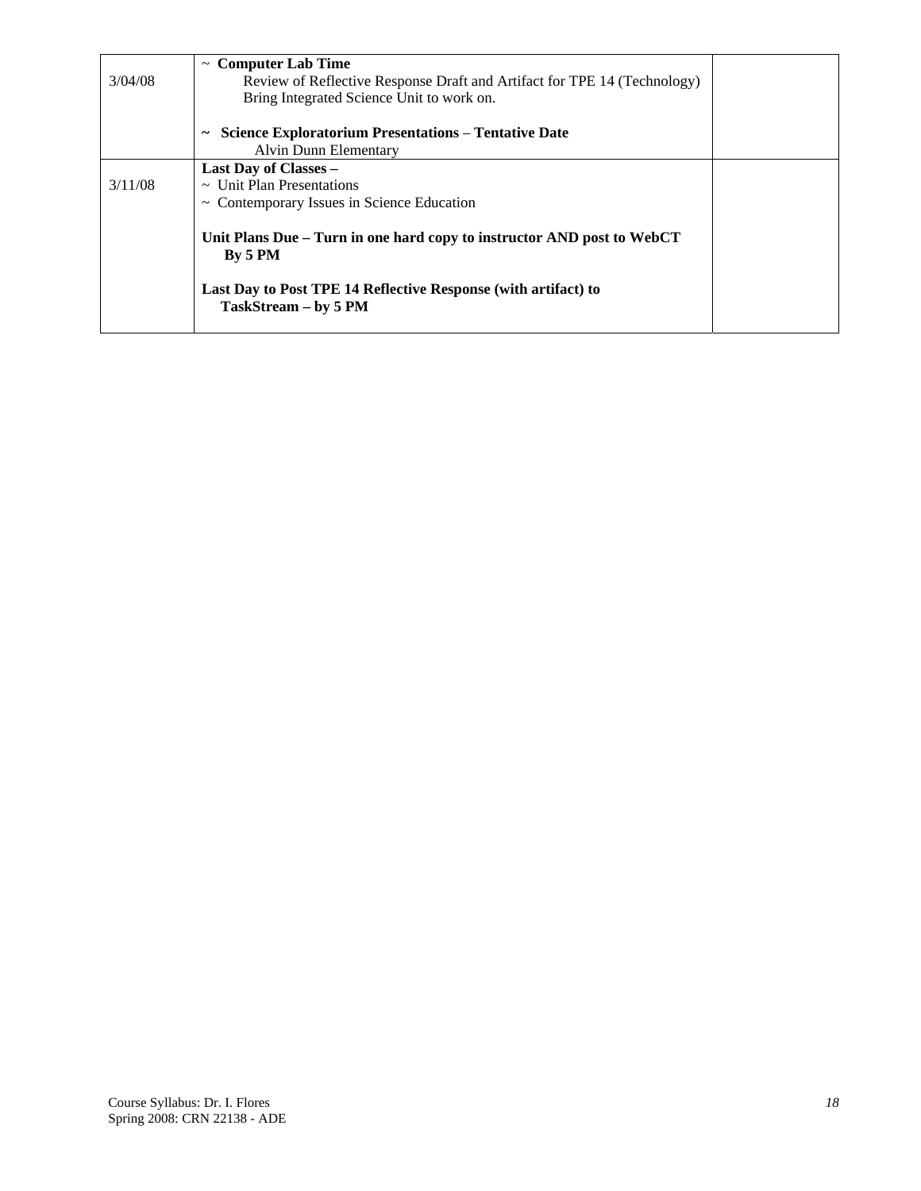| | | |
|---|---|---|
| 3/04/08 | ~ **Computer Lab Time**<br>Review of Reflective Response Draft and Artifact for TPE 14 (Technology)<br>Bring Integrated Science Unit to work on.<br><br>~ **Science Exploratorium Presentations** – **Tentative Date**<br>Alvin Dunn Elementary | |
| 3/11/08 | **Last Day of Classes –**<br>~ Unit Plan Presentations<br>~ Contemporary Issues in Science Education<br><br>**Unit Plans Due – Turn in one hard copy to instructor AND post to WebCT By 5 PM**<br><br>**Last Day to Post TPE 14 Reflective Response (with artifact) to TaskStream – by 5 PM** | |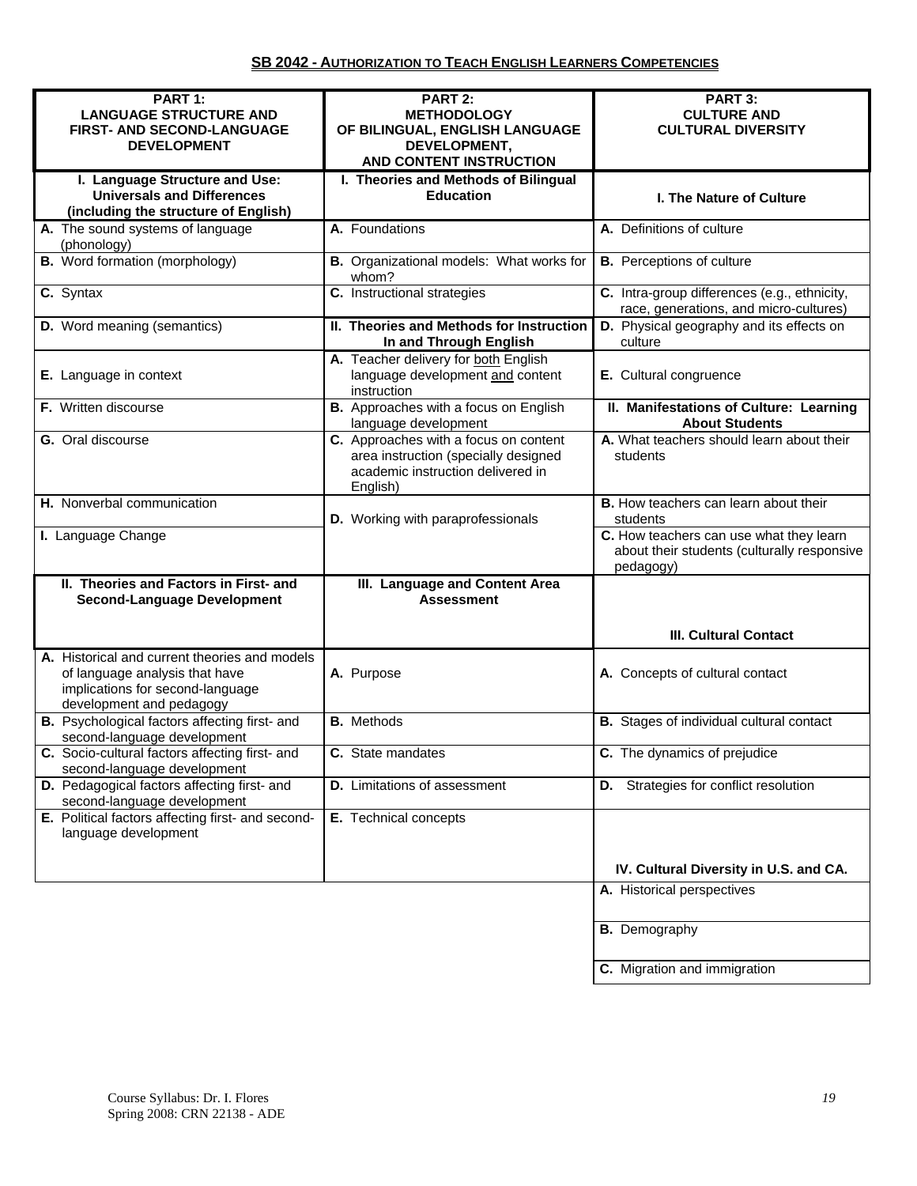## SB 2042 - AUTHORIZATION TO TEACH ENGLISH LEARNERS COMPETENCIES

| **PART 1: LANGUAGE STRUCTURE AND FIRST- AND SECOND-LANGUAGE DEVELOPMENT** | **PART 2: METHODOLOGY OF BILINGUAL, ENGLISH LANGUAGE DEVELOPMENT, AND CONTENT INSTRUCTION** | **PART 3: CULTURE AND CULTURAL DIVERSITY** |
|---|---|---|
| **I. Language Structure and Use: Universals and Differences (including the structure of English)** | **I. Theories and Methods of Bilingual Education** | **I. The Nature of Culture** |
| **A.** The sound systems of language (phonology) | **A.** Foundations | **A.** Definitions of culture |
| **B.** Word formation (morphology) | **B.** Organizational models: What works for whom? | **B.** Perceptions of culture |
| **C.** Syntax | **C.** Instructional strategies | **C.** Intra-group differences (e.g., ethnicity, race, generations, and micro-cultures) |
| **D.** Word meaning (semantics) | **II. Theories and Methods for Instruction In and Through English** | **D.** Physical geography and its effects on culture |
| **E.** Language in context | **A.** Teacher delivery for both English language development and content instruction | **E.** Cultural congruence |
| **F.** Written discourse | **B.** Approaches with a focus on English language development | **II. Manifestations of Culture: Learning About Students** |
| **G.** Oral discourse | **C.** Approaches with a focus on content area instruction (specially designed academic instruction delivered in English) | **A.** What teachers should learn about their students |
| **H.** Nonverbal communication | **D.** Working with paraprofessionals | **B.** How teachers can learn about their students |
| **I.** Language Change | | **C.** How teachers can use what they learn about their students (culturally responsive pedagogy) |
| **II. Theories and Factors in First- and Second-Language Development** | **III. Language and Content Area Assessment** | **III. Cultural Contact** |
| **A.** Historical and current theories and models of language analysis that have implications for second-language development and pedagogy | **A.** Purpose | **A.** Concepts of cultural contact |
| **B.** Psychological factors affecting first- and second-language development | **B.** Methods | **B.** Stages of individual cultural contact |
| **C.** Socio-cultural factors affecting first- and second-language development | **C.** State mandates | **C.** The dynamics of prejudice |
| **D.** Pedagogical factors affecting first- and second-language development | **D.** Limitations of assessment | **D.** Strategies for conflict resolution |
| **E.** Political factors affecting first- and second-language development | **E.** Technical concepts | **IV. Cultural Diversity in U.S. and CA.** |
| | | **A.** Historical perspectives |
| | | **B.** Demography |
| | | **C.** Migration and immigration |

Course Syllabus: Dr. I. Flores
Spring 2008: CRN 22138 - ADE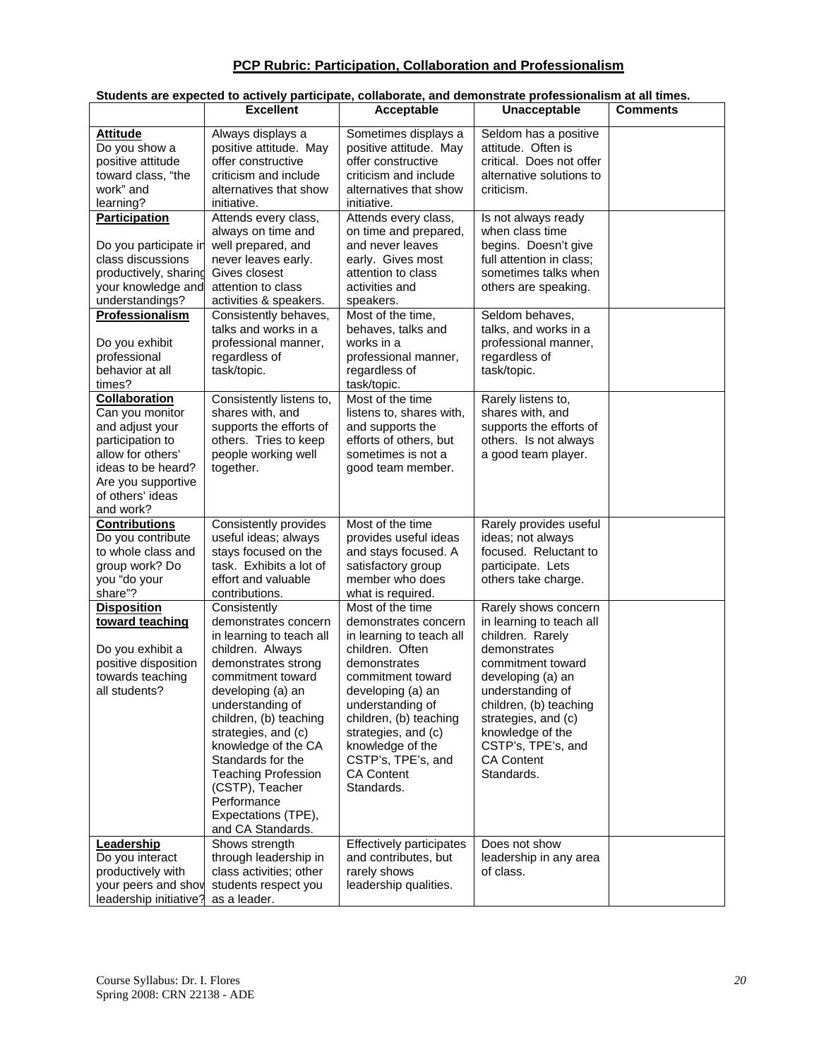## PCP Rubric: Participation, Collaboration and Professionalism

**Students are expected to actively participate, collaborate, and demonstrate professionalism at all times.**

| | Excellent | Acceptable | Unacceptable | Comments |
|---|---|---|---|---|
| **Attitude** Do you show a positive attitude toward class, "the work" and learning? | Always displays a positive attitude. May offer constructive criticism and include alternatives that show initiative. | Sometimes displays a positive attitude. May offer constructive criticism and include alternatives that show initiative. | Seldom has a positive attitude. Often is critical. Does not offer alternative solutions to criticism. | |
| **Participation** Do you participate in class discussions productively, sharing your knowledge and understandings? | Attends every class, always on time and well prepared, and never leaves early. Gives closest attention to class activities & speakers. | Attends every class, on time and prepared, and never leaves early. Gives most attention to class activities and speakers. | Is not always ready when class time begins. Doesn't give full attention in class; sometimes talks when others are speaking. | |
| **Professionalism** Do you exhibit professional behavior at all times? | Consistently behaves, talks and works in a professional manner, regardless of task/topic. | Most of the time, behaves, talks and works in a professional manner, regardless of task/topic. | Seldom behaves, talks, and works in a professional manner, regardless of task/topic. | |
| **Collaboration** Can you monitor and adjust your participation to allow for others' ideas to be heard? Are you supportive of others' ideas and work? | Consistently listens to, shares with, and supports the efforts of others. Tries to keep people working well together. | Most of the time listens to, shares with, and supports the efforts of others, but sometimes is not a good team member. | Rarely listens to, shares with, and supports the efforts of others. Is not always a good team player. | |
| **Contributions** Do you contribute to whole class and group work? Do you "do your share"? | Consistently provides useful ideas; always stays focused on the task. Exhibits a lot of effort and valuable contributions. | Most of the time provides useful ideas and stays focused. A satisfactory group member who does what is required. | Rarely provides useful ideas; not always focused. Reluctant to participate. Lets others take charge. | |
| **Disposition toward teaching** Do you exhibit a positive disposition towards teaching all students? | Consistently demonstrates concern in learning to teach all children. Always demonstrates strong commitment toward developing (a) an understanding of children, (b) teaching strategies, and (c) knowledge of the CA Standards for the Teaching Profession (CSTP), Teacher Performance Expectations (TPE), and CA Standards. | Most of the time demonstrates concern in learning to teach all children. Often demonstrates commitment toward developing (a) an understanding of children, (b) teaching strategies, and (c) knowledge of the CSTP's, TPE's, and CA Content Standards. | Rarely shows concern in learning to teach all children. Rarely demonstrates commitment toward developing (a) an understanding of children, (b) teaching strategies, and (c) knowledge of the CSTP's, TPE's, and CA Content Standards. | |
| **Leadership** Do you interact productively with your peers and show leadership initiative? | Shows strength through leadership in class activities; other students respect you as a leader. | Effectively participates and contributes, but rarely shows leadership qualities. | Does not show leadership in any area of class. | |